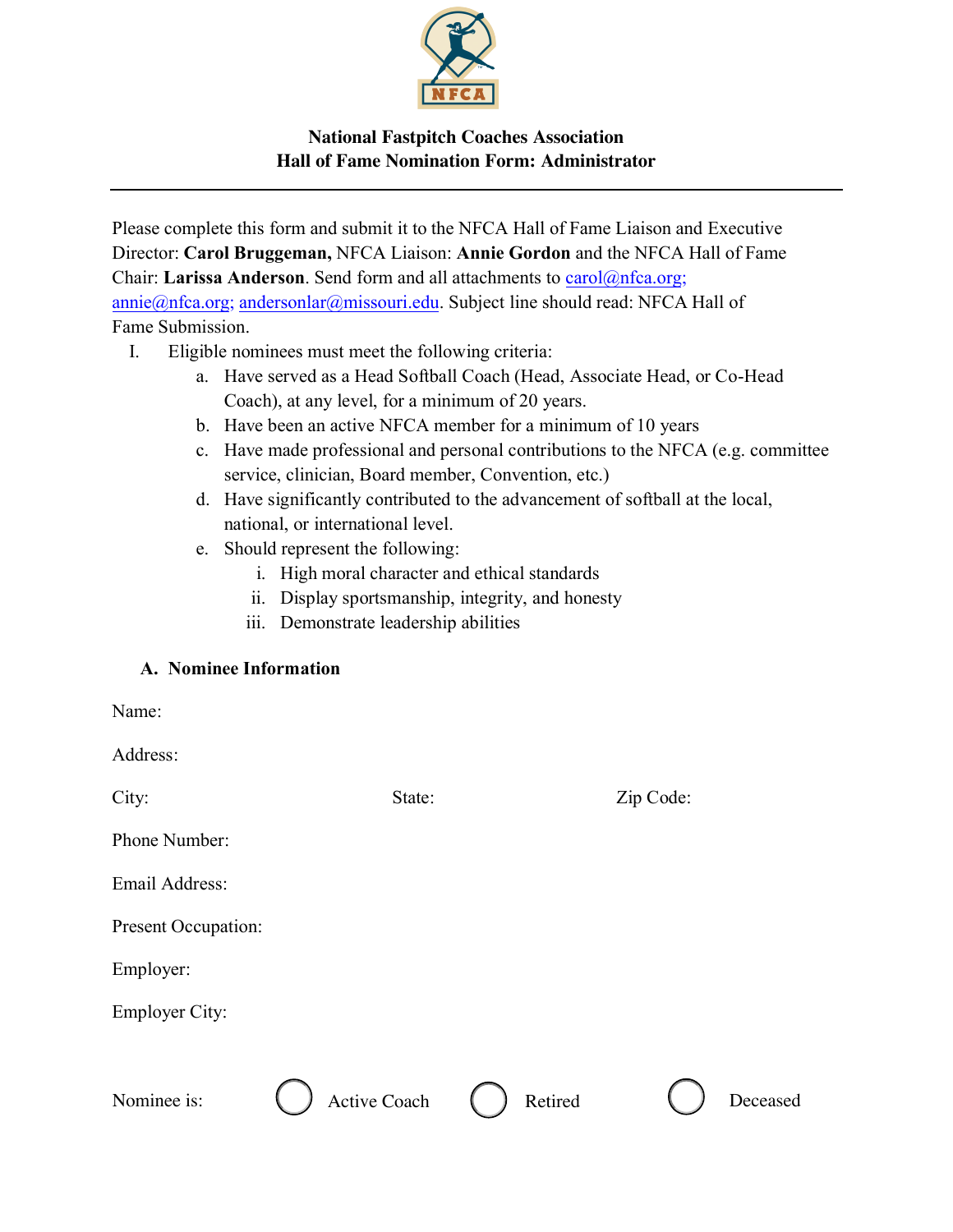**National Fastpitch Coaches Association**
**Hall of Fame Nomination Form: Administrator**

---

Please complete this form and submit it to the NFCA Hall of Fame Liaison and Executive Director: **Carol Bruggeman,** NFCA Liaison: **Annie Gordon** and the NFCA Hall of Fame Chair: **Larissa Anderson**. Send form and all attachments to carol@nfca.org; annie@nfca.org; andersonlar@missouri.edu. Subject line should read: NFCA Hall of Fame Submission.

I. Eligible nominees must meet the following criteria:
   a. Have served as a Head Softball Coach (Head, Associate Head, or Co-Head Coach), at any level, for a minimum of 20 years.
   b. Have been an active NFCA member for a minimum of 10 years
   c. Have made professional and personal contributions to the NFCA (e.g. committee service, clinician, Board member, Convention, etc.)
   d. Have significantly contributed to the advancement of softball at the local, national, or international level.
   e. Should represent the following:
      i. High moral character and ethical standards
      ii. Display sportsmanship, integrity, and honesty
      iii. Demonstrate leadership abilities

### A. Nominee Information

Name:

Address:

City: State: Zip Code:

Phone Number:

Email Address:

Present Occupation:

Employer:

Employer City:

Nominee is: ○ Active Coach ○ Retired ○ Deceased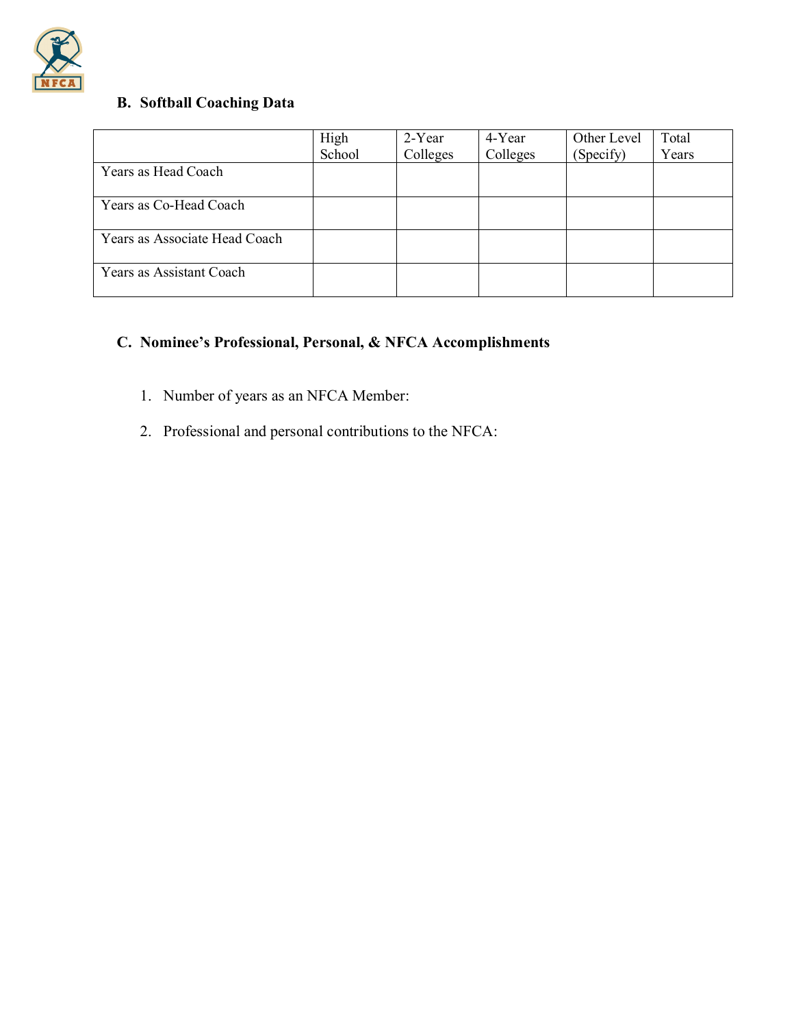### B. Softball Coaching Data

| | High School | 2-Year Colleges | 4-Year Colleges | Other Level (Specify) | Total Years |
|---|---|---|---|---|---|
| Years as Head Coach | | | | | |
| Years as Co-Head Coach | | | | | |
| Years as Associate Head Coach | | | | | |
| Years as Assistant Coach | | | | | |

### C. Nominee's Professional, Personal, & NFCA Accomplishments

1. Number of years as an NFCA Member:
2. Professional and personal contributions to the NFCA: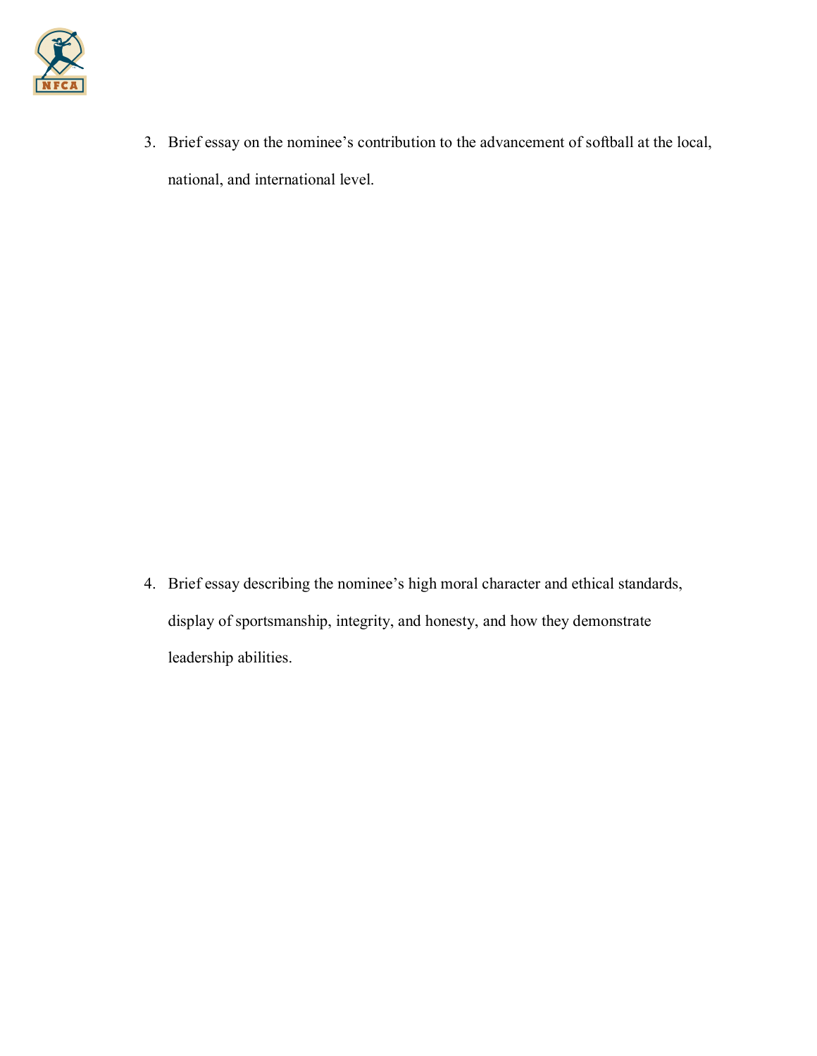3. Brief essay on the nominee's contribution to the advancement of softball at the local, national, and international level.

4. Brief essay describing the nominee's high moral character and ethical standards, display of sportsmanship, integrity, and honesty, and how they demonstrate leadership abilities.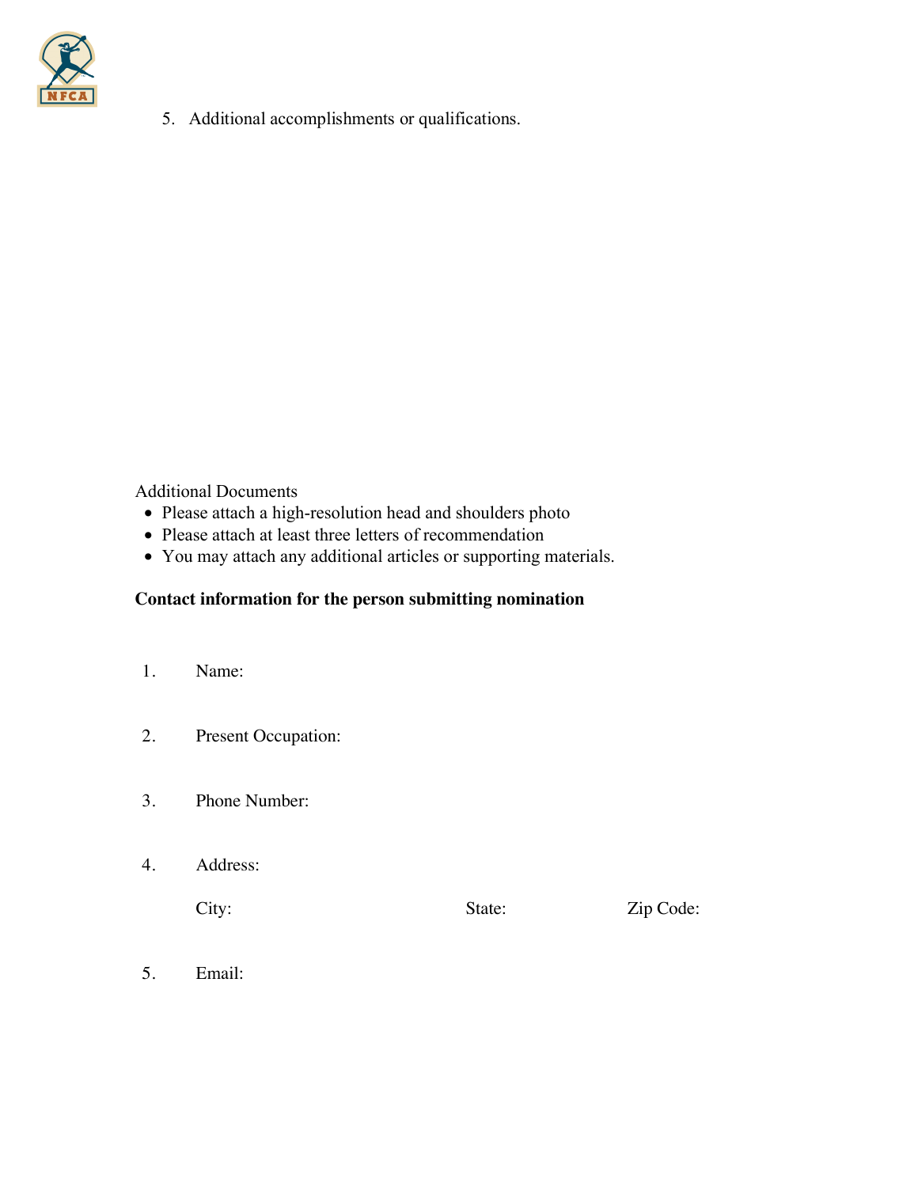5. Additional accomplishments or qualifications.

Additional Documents

- Please attach a high-resolution head and shoulders photo
- Please attach at least three letters of recommendation
- You may attach any additional articles or supporting materials.

**Contact information for the person submitting nomination**

1. Name:

2. Present Occupation:

3. Phone Number:

4. Address:

   City: State: Zip Code:

5. Email: